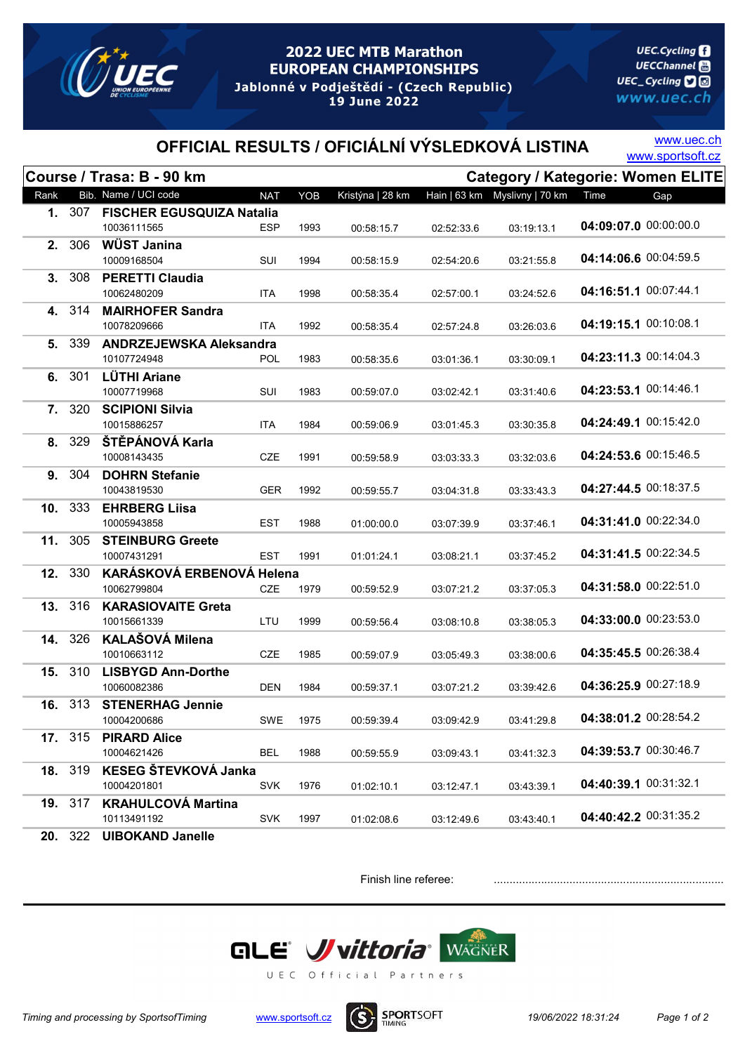# 2022 UEC MTB Marathon EUROPEAN CHAMPIONSHIPS

**Jablonné v Podještědí - (Czech Republic)**
**19 June 2022**

UEC.Cycling
UECChannel
UEC_Cycling
www.uec.ch

## OFFICIAL RESULTS / OFICIÁLNÍ VÝSLEDKOVÁ LISTINA

www.uec.ch
www.sportsoft.cz

**Course / Trasa: B - 90 km** — **Category / Kategorie: Women ELITE**

| Rank | Bib. | Name / UCI code | NAT | YOB | Kristýna \| 28 km | Hain \| 63 km | Myslivny \| 70 km | Time | Gap |
|---|---|---|---|---|---|---|---|---|---|
| 1. | 307 | **FISCHER EGUSQUIZA Natalia** 10036111565 | ESP | 1993 | 00:58:15.7 | 02:52:33.6 | 03:19:13.1 | **04:09:07.0** | 00:00:00.0 |
| 2. | 306 | **WÜST Janina** 10009168504 | SUI | 1994 | 00:58:15.9 | 02:54:20.6 | 03:21:55.8 | **04:14:06.6** | 00:04:59.5 |
| 3. | 308 | **PERETTI Claudia** 10062480209 | ITA | 1998 | 00:58:35.4 | 02:57:00.1 | 03:24:52.6 | **04:16:51.1** | 00:07:44.1 |
| 4. | 314 | **MAIRHOFER Sandra** 10078209666 | ITA | 1992 | 00:58:35.4 | 02:57:24.8 | 03:26:03.6 | **04:19:15.1** | 00:10:08.1 |
| 5. | 339 | **ANDRZEJEWSKA Aleksandra** 10107724948 | POL | 1983 | 00:58:35.6 | 03:01:36.1 | 03:30:09.1 | **04:23:11.3** | 00:14:04.3 |
| 6. | 301 | **LÜTHI Ariane** 10007719968 | SUI | 1983 | 00:59:07.0 | 03:02:42.1 | 03:31:40.6 | **04:23:53.1** | 00:14:46.1 |
| 7. | 320 | **SCIPIONI Silvia** 10015886257 | ITA | 1984 | 00:59:06.9 | 03:01:45.3 | 03:30:35.8 | **04:24:49.1** | 00:15:42.0 |
| 8. | 329 | **ŠTĚPÁNOVÁ Karla** 10008143435 | CZE | 1991 | 00:59:58.9 | 03:03:33.3 | 03:32:03.6 | **04:24:53.6** | 00:15:46.5 |
| 9. | 304 | **DOHRN Stefanie** 10043819530 | GER | 1992 | 00:59:55.7 | 03:04:31.8 | 03:33:43.3 | **04:27:44.5** | 00:18:37.5 |
| 10. | 333 | **EHRBERG Liisa** 10005943858 | EST | 1988 | 01:00:00.0 | 03:07:39.9 | 03:37:46.1 | **04:31:41.0** | 00:22:34.0 |
| 11. | 305 | **STEINBURG Greete** 10007431291 | EST | 1991 | 01:01:24.1 | 03:08:21.1 | 03:37:45.2 | **04:31:41.5** | 00:22:34.5 |
| 12. | 330 | **KARÁSKOVÁ ERBENOVÁ Helena** 10062799804 | CZE | 1979 | 00:59:52.9 | 03:07:21.2 | 03:37:05.3 | **04:31:58.0** | 00:22:51.0 |
| 13. | 316 | **KARASIOVAITE Greta** 10015661339 | LTU | 1999 | 00:59:56.4 | 03:08:10.8 | 03:38:05.3 | **04:33:00.0** | 00:23:53.0 |
| 14. | 326 | **KALAŠOVÁ Milena** 10010663112 | CZE | 1985 | 00:59:07.9 | 03:05:49.3 | 03:38:00.6 | **04:35:45.5** | 00:26:38.4 |
| 15. | 310 | **LISBYGD Ann-Dorthe** 10060082386 | DEN | 1984 | 00:59:37.1 | 03:07:21.2 | 03:39:42.6 | **04:36:25.9** | 00:27:18.9 |
| 16. | 313 | **STENERHAG Jennie** 10004200686 | SWE | 1975 | 00:59:39.4 | 03:09:42.9 | 03:41:29.8 | **04:38:01.2** | 00:28:54.2 |
| 17. | 315 | **PIRARD Alice** 10004621426 | BEL | 1988 | 00:59:55.9 | 03:09:43.1 | 03:41:32.3 | **04:39:53.7** | 00:30:46.7 |
| 18. | 319 | **KESEG ŠTEVKOVÁ Janka** 10004201801 | SVK | 1976 | 01:02:10.1 | 03:12:47.1 | 03:43:39.1 | **04:40:39.1** | 00:31:32.1 |
| 19. | 317 | **KRAHULCOVÁ Martina** 10113491192 | SVK | 1997 | 01:02:08.6 | 03:12:49.6 | 03:43:40.1 | **04:40:42.2** | 00:31:35.2 |
| 20. | 322 | **UIBOKAND Janelle** | | | | | | | |

Finish line referee: ........................................................................

UEC Official Partners: QLE, Vittoria, Wagner

*Timing and processing by SportsofTiming* — www.sportsoft.cz — SPORTSOFT TIMING — *19/06/2022 18:31:24*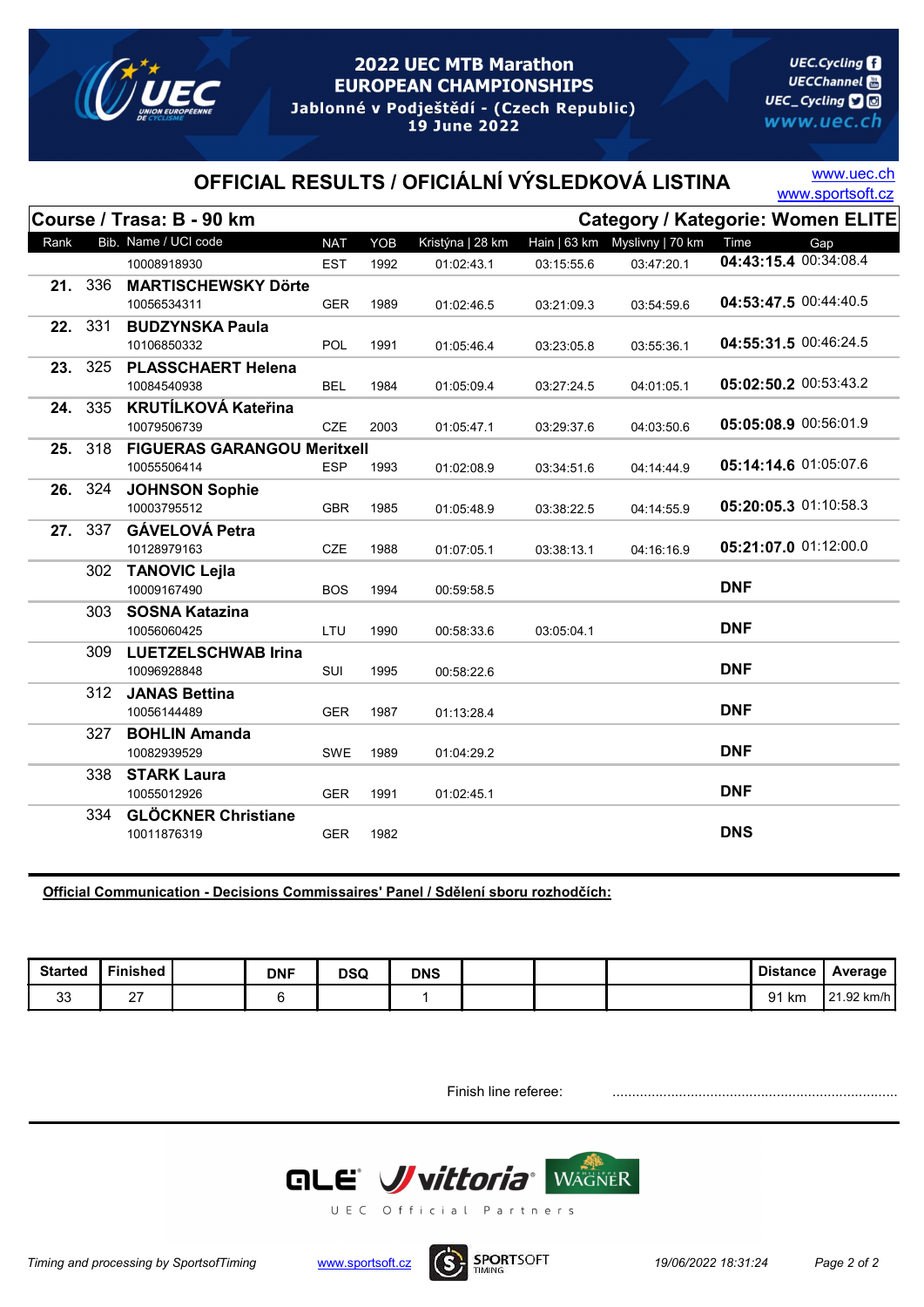## 2022 UEC MTB Marathon EUROPEAN CHAMPIONSHIPS
Jablonné v Podještědí - (Czech Republic)
19 June 2022

UEC.Cycling
UECChannel
UEC_Cycling
www.uec.ch

# OFFICIAL RESULTS / OFICIÁLNÍ VÝSLEDKOVÁ LISTINA

www.uec.ch
www.sportsoft.cz

**Course / Trasa: B - 90 km** — **Category / Kategorie: Women ELITE**

| Rank | Bib. | Name / UCI code | NAT | YOB | Kristýna \| 28 km | Hain \| 63 km | Myslivny \| 70 km | Time | Gap |
|---|---|---|---|---|---|---|---|---|---|
| | | 10008918930 | EST | 1992 | 01:02:43.1 | 03:15:55.6 | 03:47:20.1 | **04:43:15.4** | 00:34:08.4 |
| **21.** | 336 | **MARTISCHEWSKY Dörte** 10056534311 | GER | 1989 | 01:02:46.5 | 03:21:09.3 | 03:54:59.6 | **04:53:47.5** | 00:44:40.5 |
| **22.** | 331 | **BUDZYNSKA Paula** 10106850332 | POL | 1991 | 01:05:46.4 | 03:23:05.8 | 03:55:36.1 | **04:55:31.5** | 00:46:24.5 |
| **23.** | 325 | **PLASSCHAERT Helena** 10084540938 | BEL | 1984 | 01:05:09.4 | 03:27:24.5 | 04:01:05.1 | **05:02:50.2** | 00:53:43.2 |
| **24.** | 335 | **KRUTÍLKOVÁ Kateřina** 10079506739 | CZE | 2003 | 01:05:47.1 | 03:29:37.6 | 04:03:50.6 | **05:05:08.9** | 00:56:01.9 |
| **25.** | 318 | **FIGUERAS GARANGOU Meritxell** 10055506414 | ESP | 1993 | 01:02:08.9 | 03:34:51.6 | 04:14:44.9 | **05:14:14.6** | 01:05:07.6 |
| **26.** | 324 | **JOHNSON Sophie** 10003795512 | GBR | 1985 | 01:05:48.9 | 03:38:22.5 | 04:14:55.9 | **05:20:05.3** | 01:10:58.3 |
| **27.** | 337 | **GÁVELOVÁ Petra** 10128979163 | CZE | 1988 | 01:07:05.1 | 03:38:13.1 | 04:16:16.9 | **05:21:07.0** | 01:12:00.0 |
| | 302 | **TANOVIC Lejla** 10009167490 | BOS | 1994 | 00:59:58.5 | | | **DNF** | |
| | 303 | **SOSNA Katazina** 10056060425 | LTU | 1990 | 00:58:33.6 | 03:05:04.1 | | **DNF** | |
| | 309 | **LUETZELSCHWAB Irina** 10096928848 | SUI | 1995 | 00:58:22.6 | | | **DNF** | |
| | 312 | **JANAS Bettina** 10056144489 | GER | 1987 | 01:13:28.4 | | | **DNF** | |
| | 327 | **BOHLIN Amanda** 10082939529 | SWE | 1989 | 01:04:29.2 | | | **DNF** | |
| | 338 | **STARK Laura** 10055012926 | GER | 1991 | 01:02:45.1 | | | **DNF** | |
| | 334 | **GLÖCKNER Christiane** 10011876319 | GER | 1982 | | | | **DNS** | |

**Official Communication - Decisions Commissaires' Panel / Sdělení sboru rozhodčích:**

| Started | Finished | | DNF | DSQ | DNS | | | | Distance | Average |
|---|---|---|---|---|---|---|---|---|---|---|
| 33 | 27 | | 6 | | 1 | | | | 91 km | 21.92 km/h |

Finish line referee: ........................................................................

UEC Official Partners

*Timing and processing by SportsofTiming* www.sportsoft.cz SPORTSOFT TIMING *19/06/2022 18:31:24*